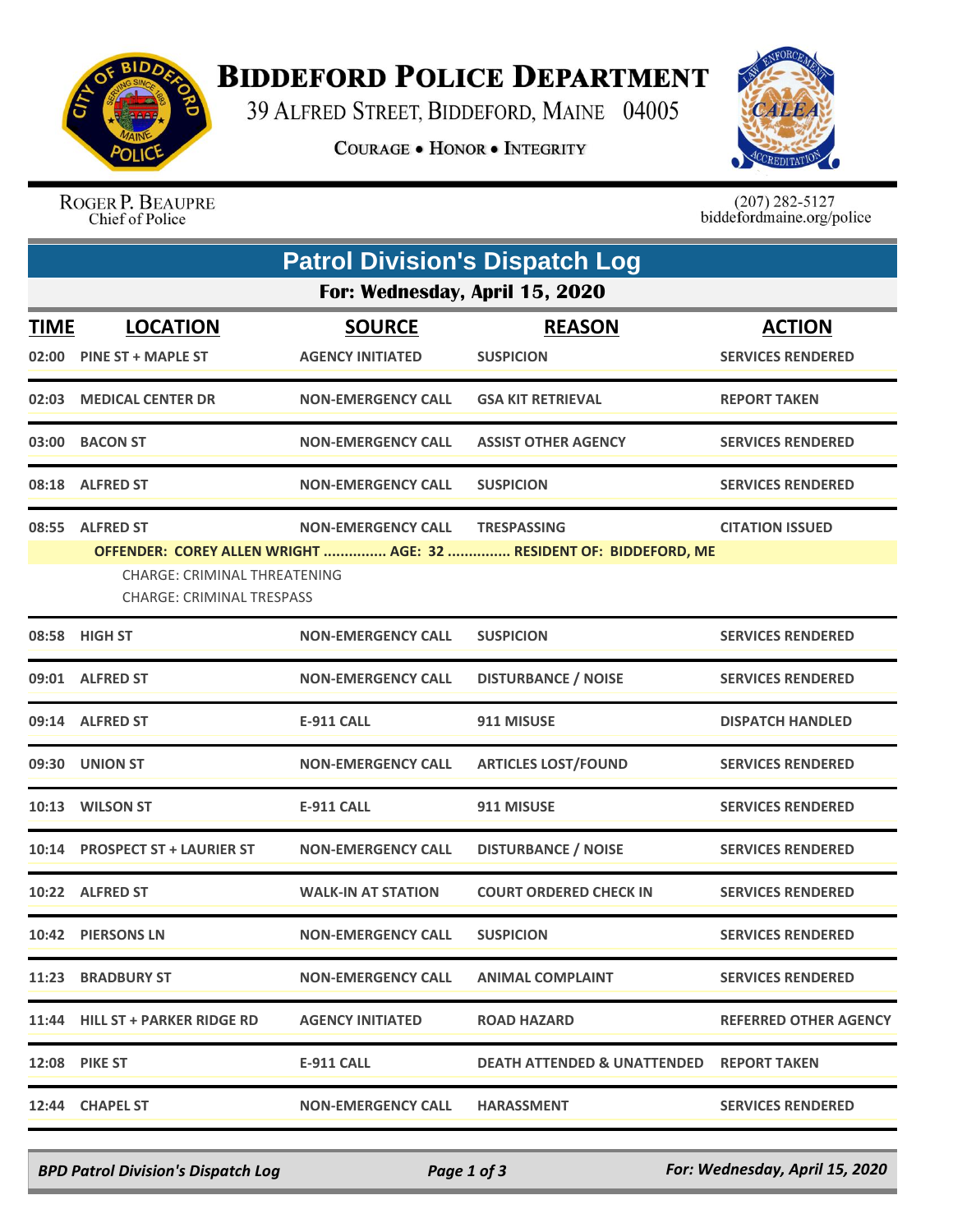# BIDDEFORD POLICE DEPARTMENT

39 ALFRED STREET, BIDDEFORD, MAINE 04005

COURAGE • HONOR • INTEGRITY

ROGER P. BEAUPRE
Chief of Police

(207) 282-5127
biddefordmaine.org/police

## Patrol Division's Dispatch Log

### For: Wednesday, April 15, 2020

| TIME | LOCATION | SOURCE | REASON | ACTION |
|---|---|---|---|---|
| 02:00 | PINE ST + MAPLE ST | AGENCY INITIATED | SUSPICION | SERVICES RENDERED |
| 02:03 | MEDICAL CENTER DR | NON-EMERGENCY CALL | GSA KIT RETRIEVAL | REPORT TAKEN |
| 03:00 | BACON ST | NON-EMERGENCY CALL | ASSIST OTHER AGENCY | SERVICES RENDERED |
| 08:18 | ALFRED ST | NON-EMERGENCY CALL | SUSPICION | SERVICES RENDERED |
| 08:55 | ALFRED ST | NON-EMERGENCY CALL | TRESPASSING | CITATION ISSUED |
| | OFFENDER: COREY ALLEN WRIGHT ............... AGE: 32 ............... RESIDENT OF: BIDDEFORD, ME<br>CHARGE: CRIMINAL THREATENING<br>CHARGE: CRIMINAL TRESPASS | | | |
| 08:58 | HIGH ST | NON-EMERGENCY CALL | SUSPICION | SERVICES RENDERED |
| 09:01 | ALFRED ST | NON-EMERGENCY CALL | DISTURBANCE / NOISE | SERVICES RENDERED |
| 09:14 | ALFRED ST | E-911 CALL | 911 MISUSE | DISPATCH HANDLED |
| 09:30 | UNION ST | NON-EMERGENCY CALL | ARTICLES LOST/FOUND | SERVICES RENDERED |
| 10:13 | WILSON ST | E-911 CALL | 911 MISUSE | SERVICES RENDERED |
| 10:14 | PROSPECT ST + LAURIER ST | NON-EMERGENCY CALL | DISTURBANCE / NOISE | SERVICES RENDERED |
| 10:22 | ALFRED ST | WALK-IN AT STATION | COURT ORDERED CHECK IN | SERVICES RENDERED |
| 10:42 | PIERSONS LN | NON-EMERGENCY CALL | SUSPICION | SERVICES RENDERED |
| 11:23 | BRADBURY ST | NON-EMERGENCY CALL | ANIMAL COMPLAINT | SERVICES RENDERED |
| 11:44 | HILL ST + PARKER RIDGE RD | AGENCY INITIATED | ROAD HAZARD | REFERRED OTHER AGENCY |
| 12:08 | PIKE ST | E-911 CALL | DEATH ATTENDED & UNATTENDED | REPORT TAKEN |
| 12:44 | CHAPEL ST | NON-EMERGENCY CALL | HARASSMENT | SERVICES RENDERED |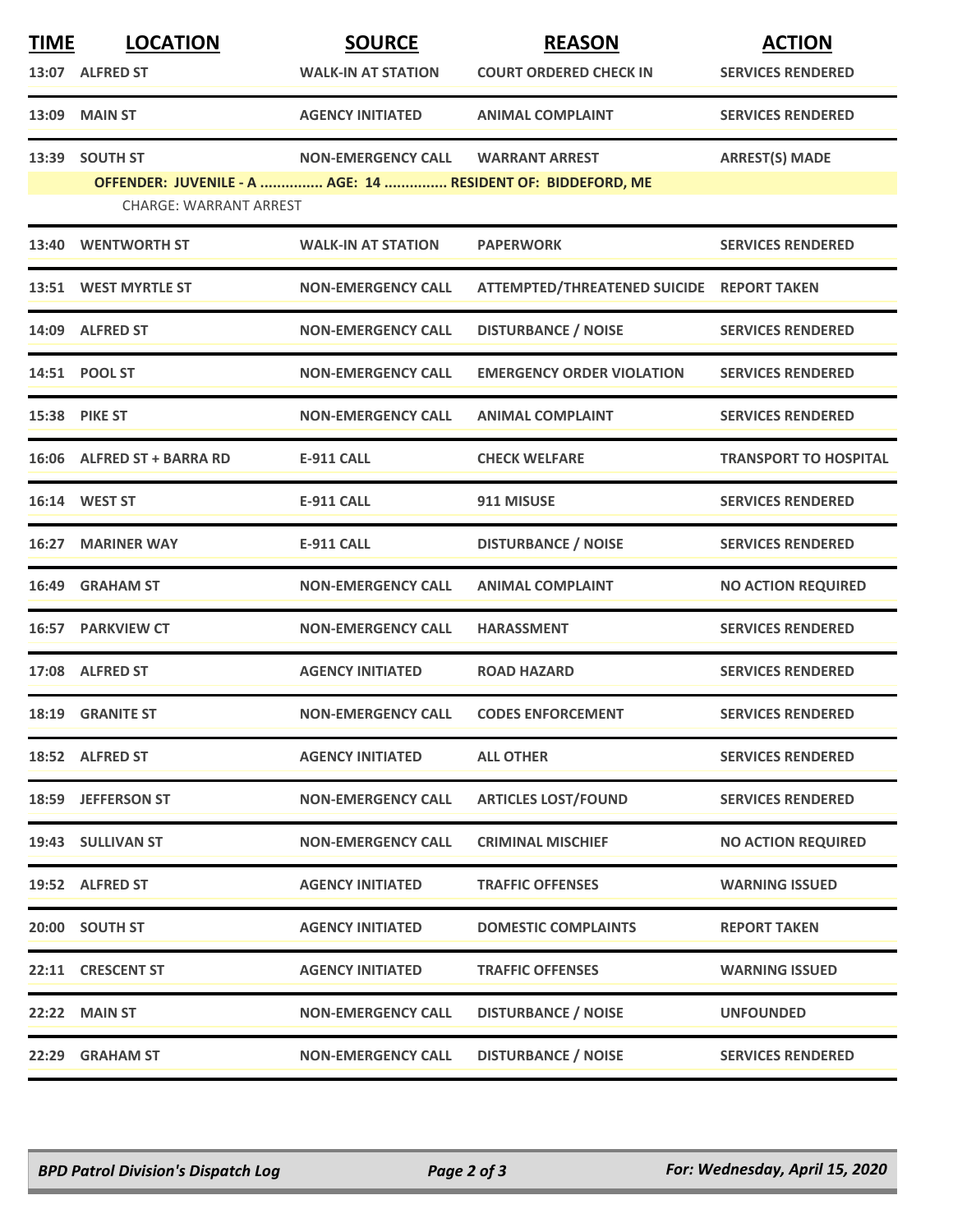| TIME | LOCATION | SOURCE | REASON | ACTION |
|---|---|---|---|---|
| 13:07 | ALFRED ST | WALK-IN AT STATION | COURT ORDERED CHECK IN | SERVICES RENDERED |
| 13:09 | MAIN ST | AGENCY INITIATED | ANIMAL COMPLAINT | SERVICES RENDERED |
| 13:39 | SOUTH ST | NON-EMERGENCY CALL | WARRANT ARREST | ARREST(S) MADE |
| OFFENDER: JUVENILE - A ............... AGE: 14 ............... RESIDENT OF: BIDDEFORD, ME | | | | |
| CHARGE: WARRANT ARREST | | | | |
| 13:40 | WENTWORTH ST | WALK-IN AT STATION | PAPERWORK | SERVICES RENDERED |
| 13:51 | WEST MYRTLE ST | NON-EMERGENCY CALL | ATTEMPTED/THREATENED SUICIDE | REPORT TAKEN |
| 14:09 | ALFRED ST | NON-EMERGENCY CALL | DISTURBANCE / NOISE | SERVICES RENDERED |
| 14:51 | POOL ST | NON-EMERGENCY CALL | EMERGENCY ORDER VIOLATION | SERVICES RENDERED |
| 15:38 | PIKE ST | NON-EMERGENCY CALL | ANIMAL COMPLAINT | SERVICES RENDERED |
| 16:06 | ALFRED ST + BARRA RD | E-911 CALL | CHECK WELFARE | TRANSPORT TO HOSPITAL |
| 16:14 | WEST ST | E-911 CALL | 911 MISUSE | SERVICES RENDERED |
| 16:27 | MARINER WAY | E-911 CALL | DISTURBANCE / NOISE | SERVICES RENDERED |
| 16:49 | GRAHAM ST | NON-EMERGENCY CALL | ANIMAL COMPLAINT | NO ACTION REQUIRED |
| 16:57 | PARKVIEW CT | NON-EMERGENCY CALL | HARASSMENT | SERVICES RENDERED |
| 17:08 | ALFRED ST | AGENCY INITIATED | ROAD HAZARD | SERVICES RENDERED |
| 18:19 | GRANITE ST | NON-EMERGENCY CALL | CODES ENFORCEMENT | SERVICES RENDERED |
| 18:52 | ALFRED ST | AGENCY INITIATED | ALL OTHER | SERVICES RENDERED |
| 18:59 | JEFFERSON ST | NON-EMERGENCY CALL | ARTICLES LOST/FOUND | SERVICES RENDERED |
| 19:43 | SULLIVAN ST | NON-EMERGENCY CALL | CRIMINAL MISCHIEF | NO ACTION REQUIRED |
| 19:52 | ALFRED ST | AGENCY INITIATED | TRAFFIC OFFENSES | WARNING ISSUED |
| 20:00 | SOUTH ST | AGENCY INITIATED | DOMESTIC COMPLAINTS | REPORT TAKEN |
| 22:11 | CRESCENT ST | AGENCY INITIATED | TRAFFIC OFFENSES | WARNING ISSUED |
| 22:22 | MAIN ST | NON-EMERGENCY CALL | DISTURBANCE / NOISE | UNFOUNDED |
| 22:29 | GRAHAM ST | NON-EMERGENCY CALL | DISTURBANCE / NOISE | SERVICES RENDERED |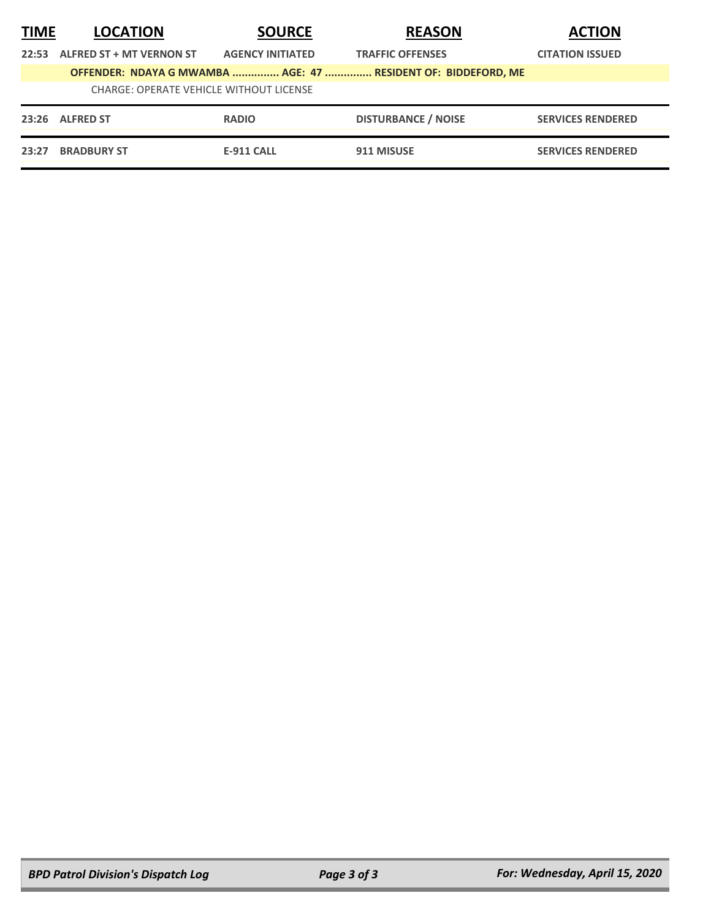| TIME | LOCATION | SOURCE | REASON | ACTION |
|---|---|---|---|---|
| 22:53 | ALFRED ST + MT VERNON ST | AGENCY INITIATED | TRAFFIC OFFENSES | CITATION ISSUED |
| | OFFENDER: NDAYA G MWAMBA ............... AGE: 47 ............... RESIDENT OF: BIDDEFORD, ME | | | |
| | CHARGE: OPERATE VEHICLE WITHOUT LICENSE | | | |
| 23:26 | ALFRED ST | RADIO | DISTURBANCE / NOISE | SERVICES RENDERED |
| 23:27 | BRADBURY ST | E-911 CALL | 911 MISUSE | SERVICES RENDERED |